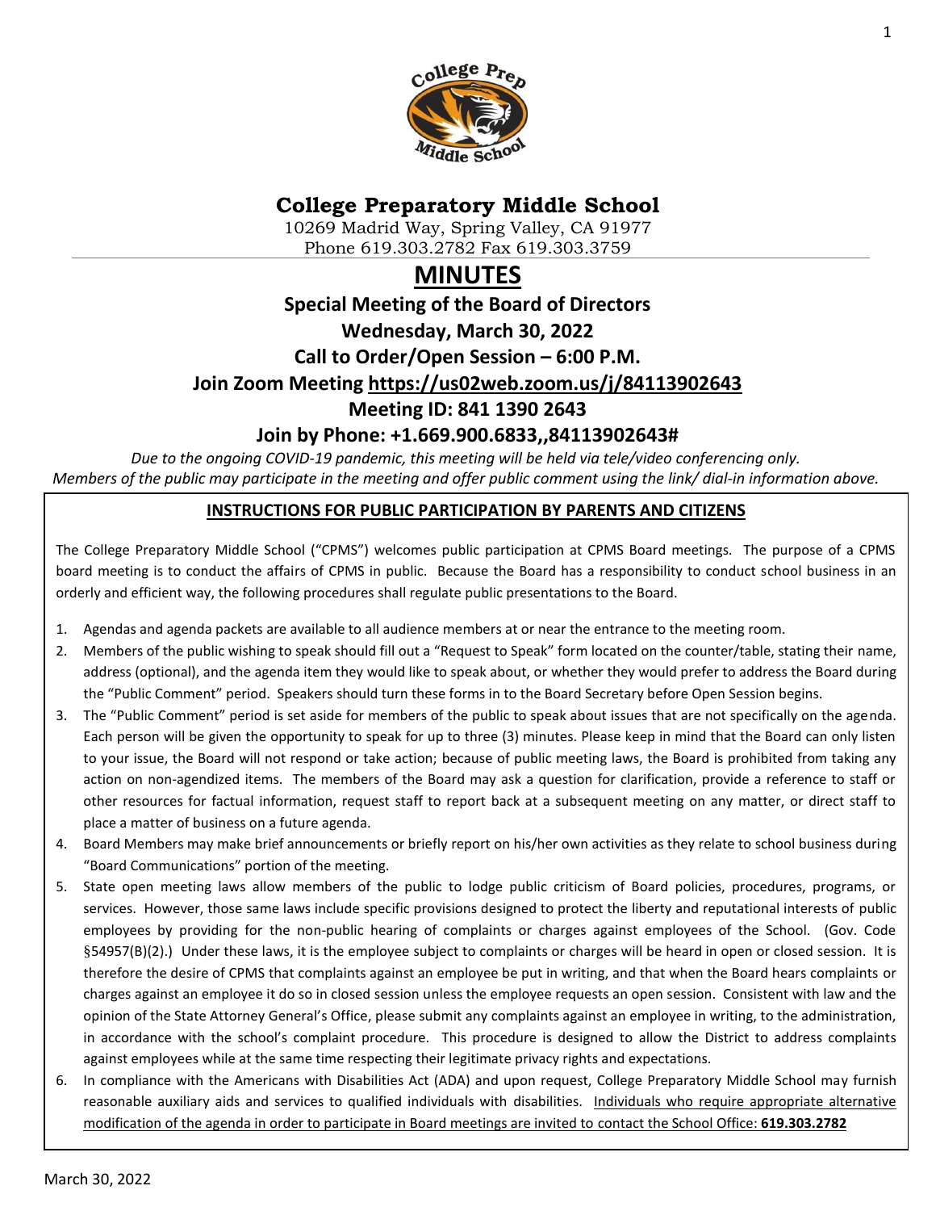# College Preparatory Middle School

10269 Madrid Way, Spring Valley, CA 91977
Phone 619.303.2782 Fax 619.303.3759

# MINUTES

## Special Meeting of the Board of Directors

**Wednesday, March 30, 2022**

**Call to Order/Open Session – 6:00 P.M.**

**Join Zoom Meeting https://us02web.zoom.us/j/84113902643**

**Meeting ID: 841 1390 2643**

**Join by Phone: +1.669.900.6833,,84113902643#**

*Due to the ongoing COVID-19 pandemic, this meeting will be held via tele/video conferencing only. Members of the public may participate in the meeting and offer public comment using the link/ dial-in information above.*

### INSTRUCTIONS FOR PUBLIC PARTICIPATION BY PARENTS AND CITIZENS

The College Preparatory Middle School ("CPMS") welcomes public participation at CPMS Board meetings. The purpose of a CPMS board meeting is to conduct the affairs of CPMS in public. Because the Board has a responsibility to conduct school business in an orderly and efficient way, the following procedures shall regulate public presentations to the Board.

1. Agendas and agenda packets are available to all audience members at or near the entrance to the meeting room.
2. Members of the public wishing to speak should fill out a "Request to Speak" form located on the counter/table, stating their name, address (optional), and the agenda item they would like to speak about, or whether they would prefer to address the Board during the "Public Comment" period. Speakers should turn these forms in to the Board Secretary before Open Session begins.
3. The "Public Comment" period is set aside for members of the public to speak about issues that are not specifically on the agenda. Each person will be given the opportunity to speak for up to three (3) minutes. Please keep in mind that the Board can only listen to your issue, the Board will not respond or take action; because of public meeting laws, the Board is prohibited from taking any action on non-agendized items. The members of the Board may ask a question for clarification, provide a reference to staff or other resources for factual information, request staff to report back at a subsequent meeting on any matter, or direct staff to place a matter of business on a future agenda.
4. Board Members may make brief announcements or briefly report on his/her own activities as they relate to school business during "Board Communications" portion of the meeting.
5. State open meeting laws allow members of the public to lodge public criticism of Board policies, procedures, programs, or services. However, those same laws include specific provisions designed to protect the liberty and reputational interests of public employees by providing for the non-public hearing of complaints or charges against employees of the School. (Gov. Code §54957(B)(2).) Under these laws, it is the employee subject to complaints or charges will be heard in open or closed session. It is therefore the desire of CPMS that complaints against an employee be put in writing, and that when the Board hears complaints or charges against an employee it do so in closed session unless the employee requests an open session. Consistent with law and the opinion of the State Attorney General's Office, please submit any complaints against an employee in writing, to the administration, in accordance with the school's complaint procedure. This procedure is designed to allow the District to address complaints against employees while at the same time respecting their legitimate privacy rights and expectations.
6. In compliance with the Americans with Disabilities Act (ADA) and upon request, College Preparatory Middle School may furnish reasonable auxiliary aids and services to qualified individuals with disabilities. Individuals who require appropriate alternative modification of the agenda in order to participate in Board meetings are invited to contact the School Office: **619.303.2782**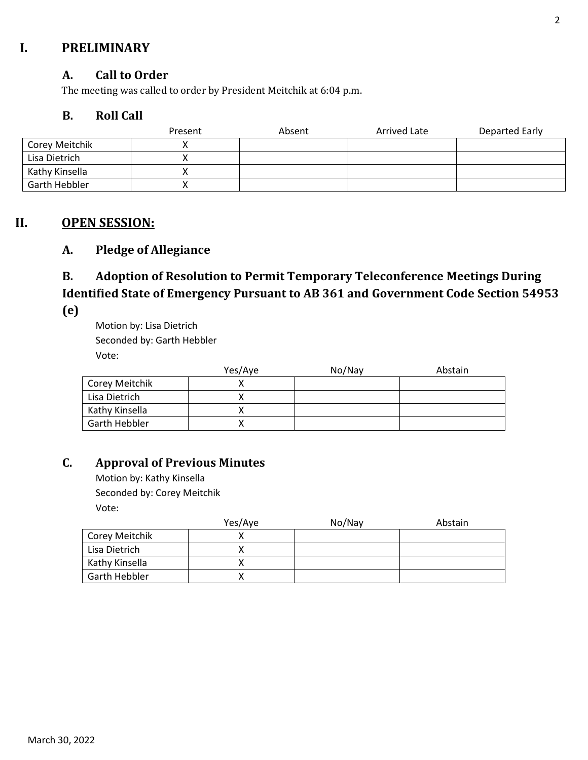# I. PRELIMINARY

## A. Call to Order

The meeting was called to order by President Meitchik at 6:04 p.m.

## B. Roll Call

| | Present | Absent | Arrived Late | Departed Early |
|---|---|---|---|---|
| Corey Meitchik | X | | | |
| Lisa Dietrich | X | | | |
| Kathy Kinsella | X | | | |
| Garth Hebbler | X | | | |

# II. OPEN SESSION:

## A. Pledge of Allegiance

## B. Adoption of Resolution to Permit Temporary Teleconference Meetings During Identified State of Emergency Pursuant to AB 361 and Government Code Section 54953 (e)

Motion by: Lisa Dietrich

Seconded by: Garth Hebbler

Vote:

| | Yes/Aye | No/Nay | Abstain |
|---|---|---|---|
| Corey Meitchik | X | | |
| Lisa Dietrich | X | | |
| Kathy Kinsella | X | | |
| Garth Hebbler | X | | |

## C. Approval of Previous Minutes

Motion by: Kathy Kinsella

Seconded by: Corey Meitchik

Vote:

| | Yes/Aye | No/Nay | Abstain |
|---|---|---|---|
| Corey Meitchik | X | | |
| Lisa Dietrich | X | | |
| Kathy Kinsella | X | | |
| Garth Hebbler | X | | |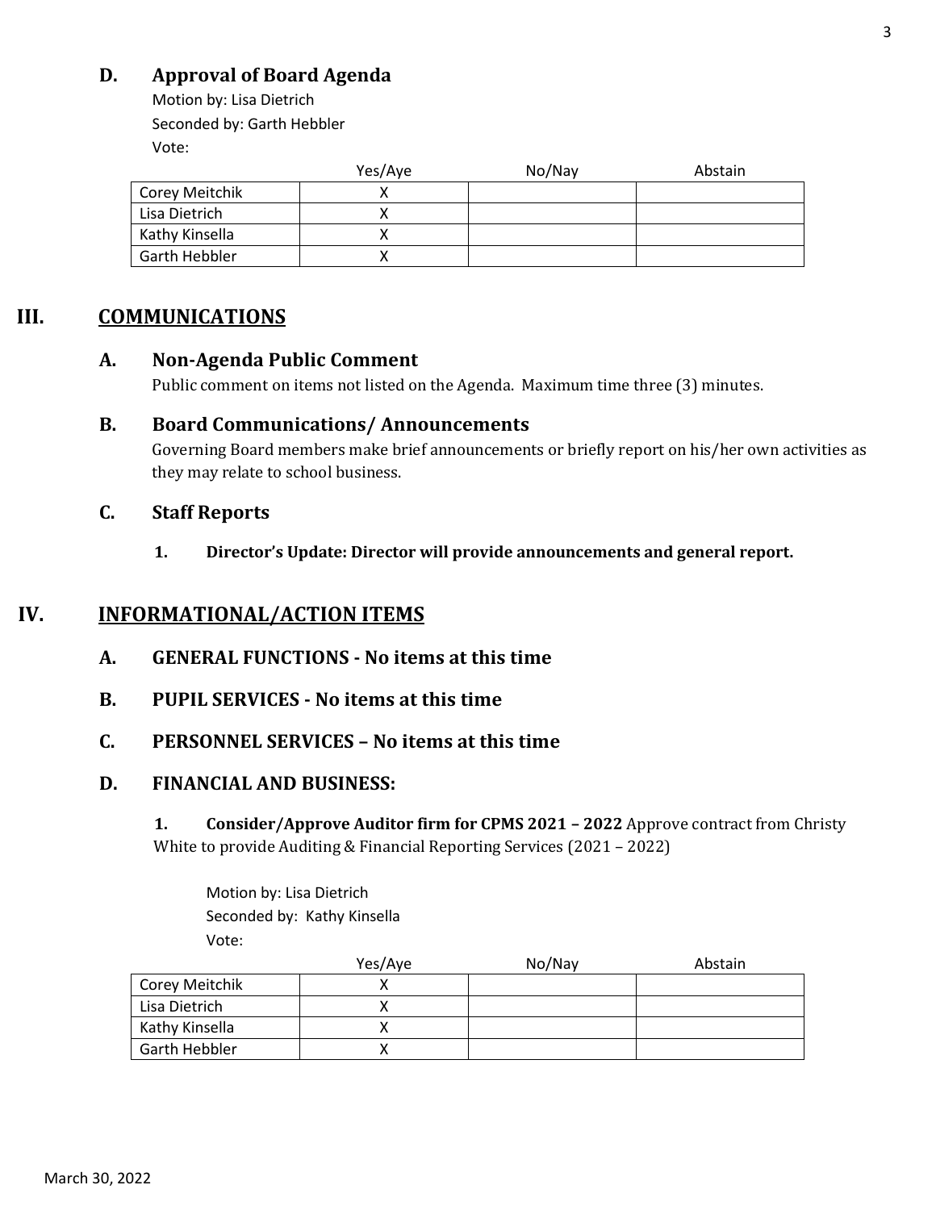### D. Approval of Board Agenda

Motion by: Lisa Dietrich
Seconded by: Garth Hebbler
Vote:

| | Yes/Aye | No/Nay | Abstain |
|---|---|---|---|
| Corey Meitchik | X | | |
| Lisa Dietrich | X | | |
| Kathy Kinsella | X | | |
| Garth Hebbler | X | | |

## III. COMMUNICATIONS

### A. Non-Agenda Public Comment

Public comment on items not listed on the Agenda. Maximum time three (3) minutes.

### B. Board Communications/ Announcements

Governing Board members make brief announcements or briefly report on his/her own activities as they may relate to school business.

### C. Staff Reports

1. **Director's Update: Director will provide announcements and general report.**

## IV. INFORMATIONAL/ACTION ITEMS

### A. GENERAL FUNCTIONS - No items at this time

### B. PUPIL SERVICES - No items at this time

### C. PERSONNEL SERVICES – No items at this time

### D. FINANCIAL AND BUSINESS:

1. **Consider/Approve Auditor firm for CPMS 2021 – 2022** Approve contract from Christy White to provide Auditing & Financial Reporting Services (2021 – 2022)

Motion by: Lisa Dietrich
Seconded by: Kathy Kinsella
Vote:

| | Yes/Aye | No/Nay | Abstain |
|---|---|---|---|
| Corey Meitchik | X | | |
| Lisa Dietrich | X | | |
| Kathy Kinsella | X | | |
| Garth Hebbler | X | | |

March 30, 2022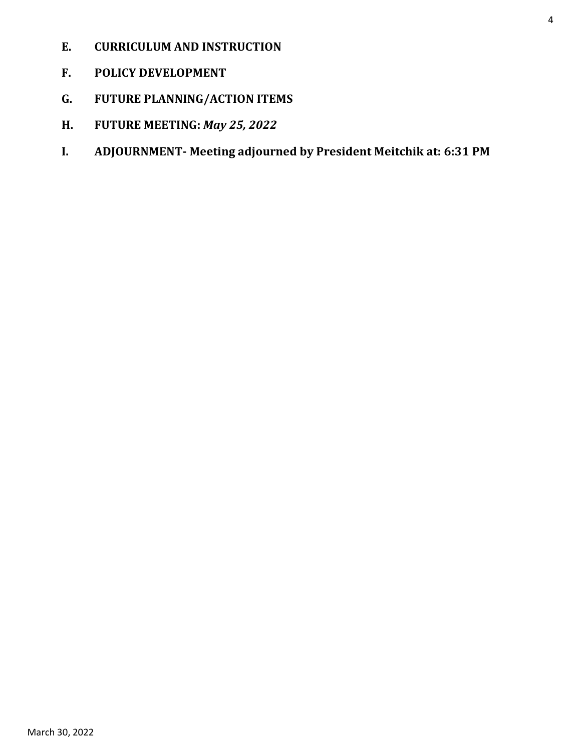**E. CURRICULUM AND INSTRUCTION**

**F. POLICY DEVELOPMENT**

**G. FUTURE PLANNING/ACTION ITEMS**

**H. FUTURE MEETING:** ***May 25, 2022***

**I. ADJOURNMENT- Meeting adjourned by President Meitchik at: 6:31 PM**